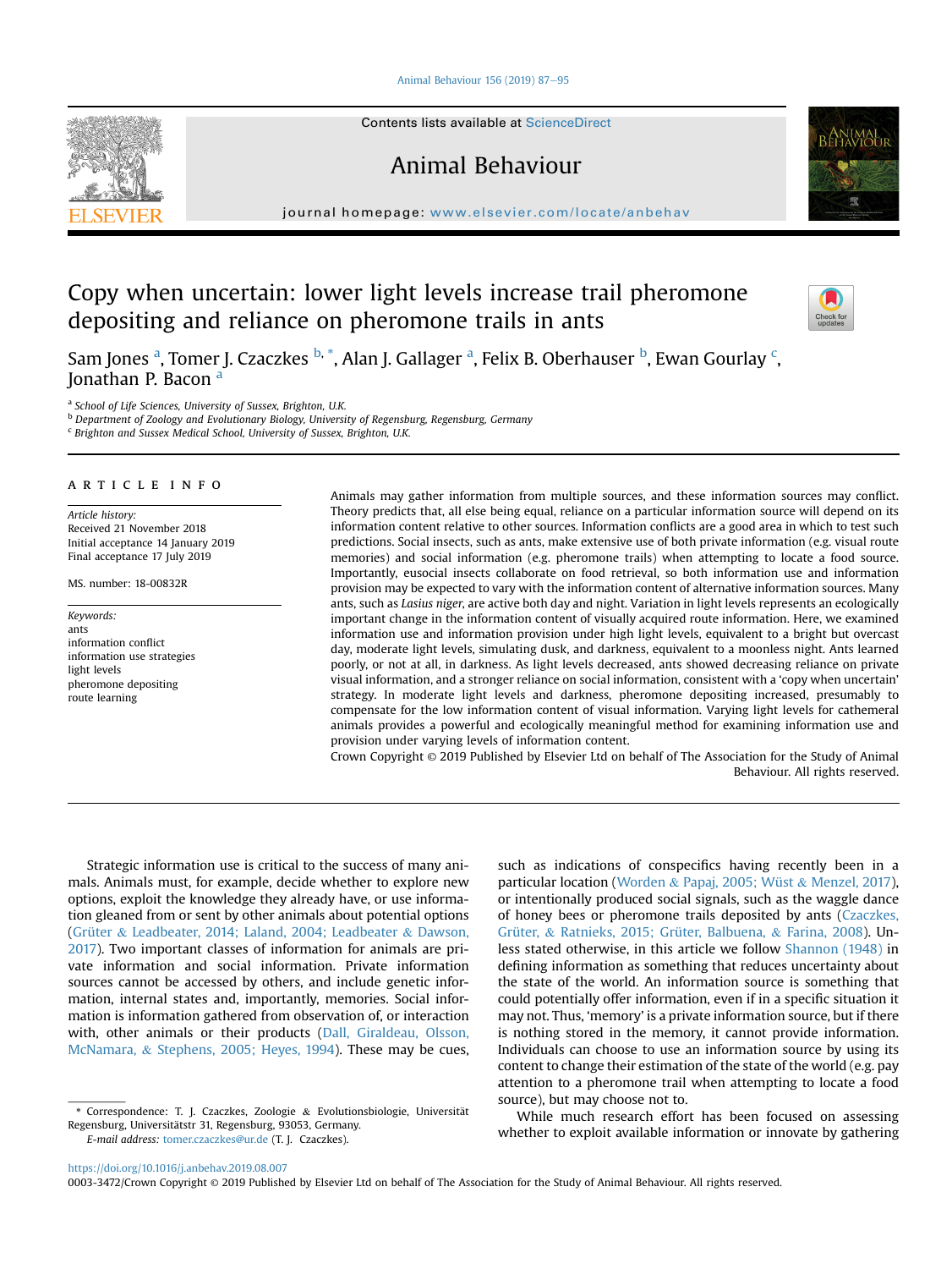# Copy when uncertain: lower light levels increase trail pheromone depositing and reliance on pheromone trails in ants

Sam Jones [a], Tomer J. Czaczkes [b,*], Alan J. Gallagher [a], Felix B. Oberhauser [b], Ewan Gourlay [c], Jonathan P. Bacon [a]

[a] School of Life Sciences, University of Sussex, Brighton, U.K.

[b] Department of Zoology and Evolutionary Biology, University of Regensburg, Regensburg, Germany

[c] Brighton and Sussex Medical School, University of Sussex, Brighton, U.K.

## ARTICLE INFO

*Article history:*
Received 21 November 2018
Initial acceptance 14 January 2019
Final acceptance 17 July 2019

MS. number: 18-00832R

*Keywords:*
ants
information conflict
information use strategies
light levels
pheromone depositing
route learning

Animals may gather information from multiple sources, and these information sources may conflict. Theory predicts that, all else being equal, reliance on a particular information source will depend on its information content relative to other sources. Information conflicts are a good area in which to test such predictions. Social insects, such as ants, make extensive use of both private information (e.g. visual route memories) and social information (e.g. pheromone trails) when attempting to locate a food source. Importantly, eusocial insects collaborate on food retrieval, so both information use and information provision may be expected to vary with the information content of alternative information sources. Many ants, such as *Lasius niger*, are active both day and night. Variation in light levels represents an ecologically important change in the information content of visually acquired route information. Here, we examined information use and information provision under high light levels, equivalent to a bright but overcast day, moderate light levels, simulating dusk, and darkness, equivalent to a moonless night. Ants learned poorly, or not at all, in darkness. As light levels decreased, ants showed decreasing reliance on private visual information, and a stronger reliance on social information, consistent with a 'copy when uncertain' strategy. In moderate light levels and darkness, pheromone depositing increased, presumably to compensate for the low information content of visual information. Varying light levels for cathemeral animals provides a powerful and ecologically meaningful method for examining information use and provision under varying levels of information content.

Crown Copyright © 2019 Published by Elsevier Ltd on behalf of The Association for the Study of Animal Behaviour. All rights reserved.

Strategic information use is critical to the success of many animals. Animals must, for example, decide whether to explore new options, exploit the knowledge they already have, or use information gleaned from or sent by other animals about potential options (Grüter & Leadbeater, 2014; Laland, 2004; Leadbeater & Dawson, 2017). Two important classes of information for animals are private information and social information. Private information sources cannot be accessed by others, and include genetic information, internal states and, importantly, memories. Social information is information gathered from observation of, or interaction with, other animals or their products (Dall, Giraldeau, Olsson, McNamara, & Stephens, 2005; Heyes, 1994). These may be cues, such as indications of conspecifics having recently been in a particular location (Worden & Papaj, 2005; Wüst & Menzel, 2017), or intentionally produced social signals, such as the waggle dance of honey bees or pheromone trails deposited by ants (Czaczkes, Grüter, & Ratnieks, 2015; Grüter, Balbuena, & Farina, 2008). Unless stated otherwise, in this article we follow Shannon (1948) in defining information as something that reduces uncertainty about the state of the world. An information source is something that could potentially offer information, even if in a specific situation it may not. Thus, 'memory' is a private information source, but if there is nothing stored in the memory, it cannot provide information. Individuals can choose to use an information source by using its content to change their estimation of the state of the world (e.g. pay attention to a pheromone trail when attempting to locate a food source), but may choose not to.

While much research effort has been focused on assessing whether to exploit available information or innovate by gathering

\* Correspondence: T. J. Czaczkes, Zoologie & Evolutionsbiologie, Universität Regensburg, Universitätstr 31, Regensburg, 93053, Germany.
*E-mail address:* tomer.czaczkes@ur.de (T. J. Czaczkes).

https://doi.org/10.1016/j.anbehav.2019.08.007
0003-3472/Crown Copyright © 2019 Published by Elsevier Ltd on behalf of The Association for the Study of Animal Behaviour. All rights reserved.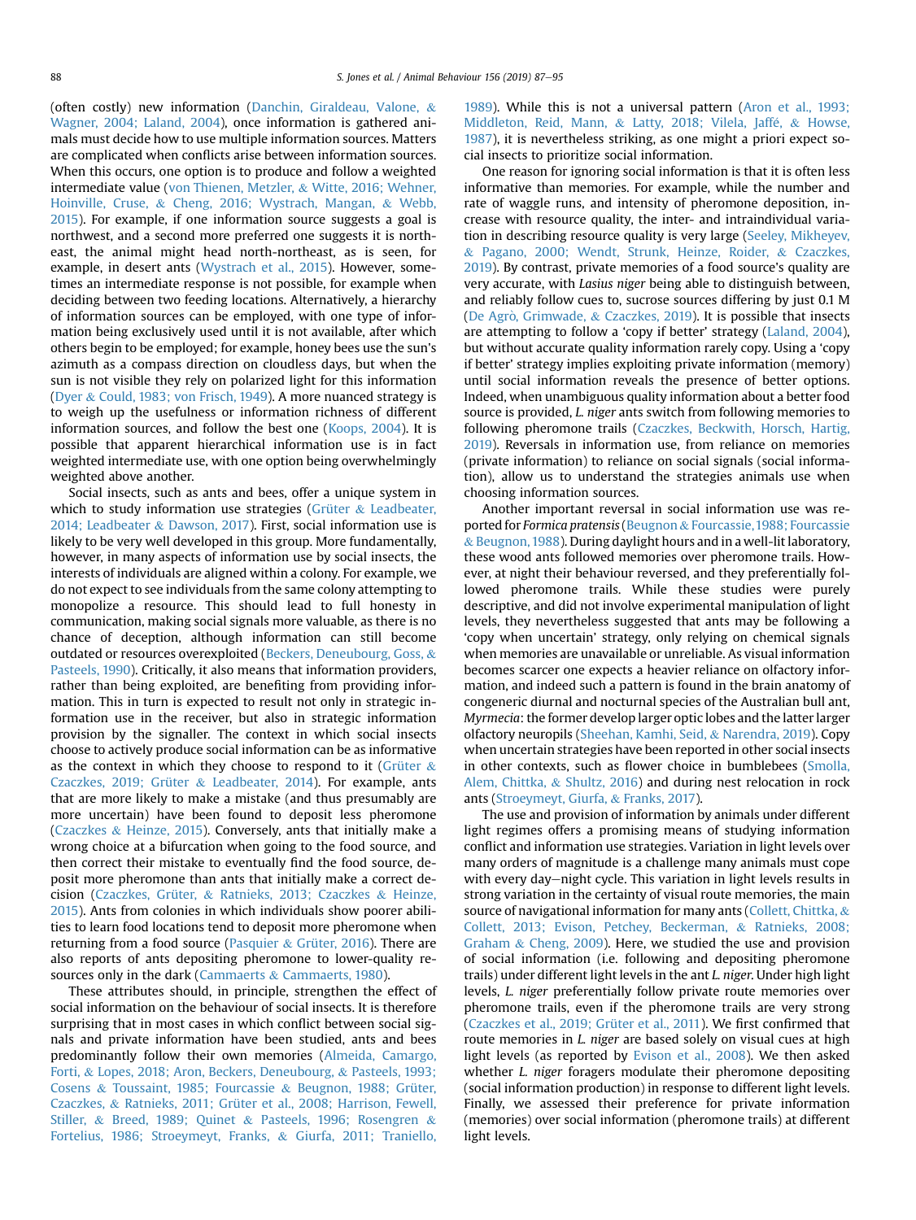(often costly) new information (Danchin, Giraldeau, Valone, & Wagner, 2004; Laland, 2004), once information is gathered animals must decide how to use multiple information sources. Matters are complicated when conflicts arise between information sources. When this occurs, one option is to produce and follow a weighted intermediate value (von Thienen, Metzler, & Witte, 2016; Wehner, Hoinville, Cruse, & Cheng, 2016; Wystrach, Mangan, & Webb, 2015). For example, if one information source suggests a goal is northwest, and a second more preferred one suggests it is northeast, the animal might head north-northeast, as is seen, for example, in desert ants (Wystrach et al., 2015). However, sometimes an intermediate response is not possible, for example when deciding between two feeding locations. Alternatively, a hierarchy of information sources can be employed, with one type of information being exclusively used until it is not available, after which others begin to be employed; for example, honey bees use the sun's azimuth as a compass direction on cloudless days, but when the sun is not visible they rely on polarized light for this information (Dyer & Could, 1983; von Frisch, 1949). A more nuanced strategy is to weigh up the usefulness or information richness of different information sources, and follow the best one (Koops, 2004). It is possible that apparent hierarchical information use is in fact weighted intermediate use, with one option being overwhelmingly weighted above another.

Social insects, such as ants and bees, offer a unique system in which to study information use strategies (Grüter & Leadbeater, 2014; Leadbeater & Dawson, 2017). First, social information use is likely to be very well developed in this group. More fundamentally, however, in many aspects of information use by social insects, the interests of individuals are aligned within a colony. For example, we do not expect to see individuals from the same colony attempting to monopolize a resource. This should lead to full honesty in communication, making social signals more valuable, as there is no chance of deception, although information can still become outdated or resources overexploited (Beckers, Deneubourg, Goss, & Pasteels, 1990). Critically, it also means that information providers, rather than being exploited, are benefiting from providing information. This in turn is expected to result not only in strategic information use in the receiver, but also in strategic information provision by the signaller. The context in which social insects choose to actively produce social information can be as informative as the context in which they choose to respond to it (Grüter & Czaczkes, 2019; Grüter & Leadbeater, 2014). For example, ants that are more likely to make a mistake (and thus presumably are more uncertain) have been found to deposit less pheromone (Czaczkes & Heinze, 2015). Conversely, ants that initially make a wrong choice at a bifurcation when going to the food source, and then correct their mistake to eventually find the food source, deposit more pheromone than ants that initially make a correct decision (Czaczkes, Grüter, & Ratnieks, 2013; Czaczkes & Heinze, 2015). Ants from colonies in which individuals show poorer abilities to learn food locations tend to deposit more pheromone when returning from a food source (Pasquier & Grüter, 2016). There are also reports of ants depositing pheromone to lower-quality resources only in the dark (Cammaerts & Cammaerts, 1980).

These attributes should, in principle, strengthen the effect of social information on the behaviour of social insects. It is therefore surprising that in most cases in which conflict between social signals and private information have been studied, ants and bees predominantly follow their own memories (Almeida, Camargo, Forti, & Lopes, 2018; Aron, Beckers, Deneubourg, & Pasteels, 1993; Cosens & Toussaint, 1985; Fourcassie & Beugnon, 1988; Grüter, Czaczkes, & Ratnieks, 2011; Grüter et al., 2008; Harrison, Fewell, Stiller, & Breed, 1989; Quinet & Pasteels, 1996; Rosengren & Fortelius, 1986; Stroeymeyt, Franks, & Giurfa, 2011; Traniello, 1989). While this is not a universal pattern (Aron et al., 1993; Middleton, Reid, Mann, & Latty, 2018; Vilela, Jaffé, & Howse, 1987), it is nevertheless striking, as one might a priori expect social insects to prioritize social information.

One reason for ignoring social information is that it is often less informative than memories. For example, while the number and rate of waggle runs, and intensity of pheromone deposition, increase with resource quality, the inter- and intraindividual variation in describing resource quality is very large (Seeley, Mikheyev, & Pagano, 2000; Wendt, Strunk, Heinze, Roider, & Czaczkes, 2019). By contrast, private memories of a food source's quality are very accurate, with *Lasius niger* being able to distinguish between, and reliably follow cues to, sucrose sources differing by just 0.1 M (De Agrò, Grimwade, & Czaczkes, 2019). It is possible that insects are attempting to follow a 'copy if better' strategy (Laland, 2004), but without accurate quality information rarely copy. Using a 'copy if better' strategy implies exploiting private information (memory) until social information reveals the presence of better options. Indeed, when unambiguous quality information about a better food source is provided, *L. niger* ants switch from following memories to following pheromone trails (Czaczkes, Beckwith, Horsch, Hartig, 2019). Reversals in information use, from reliance on memories (private information) to reliance on social signals (social information), allow us to understand the strategies animals use when choosing information sources.

Another important reversal in social information use was reported for *Formica pratensis* (Beugnon & Fourcassie, 1988; Fourcassie & Beugnon, 1988). During daylight hours and in a well-lit laboratory, these wood ants followed memories over pheromone trails. However, at night their behaviour reversed, and they preferentially followed pheromone trails. While these studies were purely descriptive, and did not involve experimental manipulation of light levels, they nevertheless suggested that ants may be following a 'copy when uncertain' strategy, only relying on chemical signals when memories are unavailable or unreliable. As visual information becomes scarcer one expects a heavier reliance on olfactory information, and indeed such a pattern is found in the brain anatomy of congeneric diurnal and nocturnal species of the Australian bull ant, *Myrmecia*: the former develop larger optic lobes and the latter larger olfactory neuropils (Sheehan, Kamhi, Seid, & Narendra, 2019). Copy when uncertain strategies have been reported in other social insects in other contexts, such as flower choice in bumblebees (Smolla, Alem, Chittka, & Shultz, 2016) and during nest relocation in rock ants (Stroeymeyt, Giurfa, & Franks, 2017).

The use and provision of information by animals under different light regimes offers a promising means of studying information conflict and information use strategies. Variation in light levels over many orders of magnitude is a challenge many animals must cope with every day–night cycle. This variation in light levels results in strong variation in the certainty of visual route memories, the main source of navigational information for many ants (Collett, Chittka, & Collett, 2013; Evison, Petchey, Beckerman, & Ratnieks, 2008; Graham & Cheng, 2009). Here, we studied the use and provision of social information (i.e. following and depositing pheromone trails) under different light levels in the ant *L. niger*. Under high light levels, *L. niger* preferentially follow private route memories over pheromone trails, even if the pheromone trails are very strong (Czaczkes et al., 2019; Grüter et al., 2011). We first confirmed that route memories in *L. niger* are based solely on visual cues at high light levels (as reported by Evison et al., 2008). We then asked whether *L. niger* foragers modulate their pheromone depositing (social information production) in response to different light levels. Finally, we assessed their preference for private information (memories) over social information (pheromone trails) at different light levels.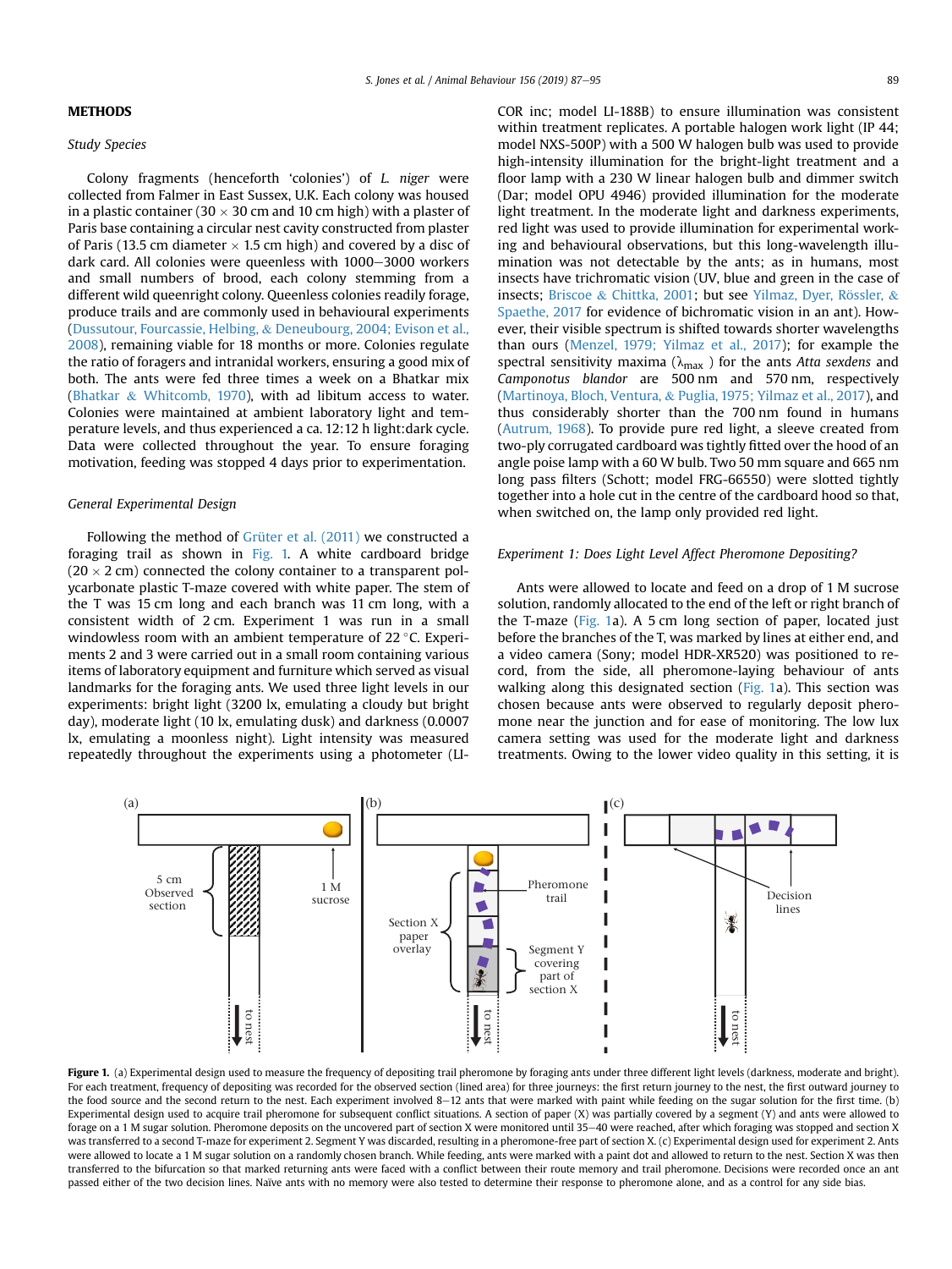## METHODS

### Study Species

Colony fragments (henceforth 'colonies') of *L. niger* were collected from Falmer in East Sussex, U.K. Each colony was housed in a plastic container (30 × 30 cm and 10 cm high) with a plaster of Paris base containing a circular nest cavity constructed from plaster of Paris (13.5 cm diameter × 1.5 cm high) and covered by a disc of dark card. All colonies were queenless with 1000–3000 workers and small numbers of brood, each colony stemming from a different wild queenright colony. Queenless colonies readily forage, produce trails and are commonly used in behavioural experiments (Dussutour, Fourcassie, Helbing, & Deneubourg, 2004; Evison et al., 2008), remaining viable for 18 months or more. Colonies regulate the ratio of foragers and intranidal workers, ensuring a good mix of both. The ants were fed three times a week on a Bhatkar mix (Bhatkar & Whitcomb, 1970), with ad libitum access to water. Colonies were maintained at ambient laboratory light and temperature levels, and thus experienced a ca. 12:12 h light:dark cycle. Data were collected throughout the year. To ensure foraging motivation, feeding was stopped 4 days prior to experimentation.

### General Experimental Design

Following the method of Grüter et al. (2011) we constructed a foraging trail as shown in Fig. 1. A white cardboard bridge (20 × 2 cm) connected the colony container to a transparent polycarbonate plastic T-maze covered with white paper. The stem of the T was 15 cm long and each branch was 11 cm long, with a consistent width of 2 cm. Experiment 1 was run in a small windowless room with an ambient temperature of 22 °C. Experiments 2 and 3 were carried out in a small room containing various items of laboratory equipment and furniture which served as visual landmarks for the foraging ants. We used three light levels in our experiments: bright light (3200 lx, emulating a cloudy but bright day), moderate light (10 lx, emulating dusk) and darkness (0.0007 lx, emulating a moonless night). Light intensity was measured repeatedly throughout the experiments using a photometer (LI-COR inc; model LI-188B) to ensure illumination was consistent within treatment replicates. A portable halogen work light (IP 44; model NXS-500P) with a 500 W halogen bulb was used to provide high-intensity illumination for the bright-light treatment and a floor lamp with a 230 W linear halogen bulb and dimmer switch (Dar; model OPU 4946) provided illumination for the moderate light treatment. In the moderate light and darkness experiments, red light was used to provide illumination for experimental working and behavioural observations, but this long-wavelength illumination was not detectable by the ants; as in humans, most insects have trichromatic vision (UV, blue and green in the case of insects; Briscoe & Chittka, 2001; but see Yilmaz, Dyer, Rössler, & Spaethe, 2017 for evidence of bichromatic vision in an ant). However, their visible spectrum is shifted towards shorter wavelengths than ours (Menzel, 1979; Yilmaz et al., 2017); for example the spectral sensitivity maxima ($\lambda_{max}$) for the ants *Atta sexdens* and *Camponotus blandor* are 500 nm and 570 nm, respectively (Martinoya, Bloch, Ventura, & Puglia, 1975; Yilmaz et al., 2017), and thus considerably shorter than the 700 nm found in humans (Autrum, 1968). To provide pure red light, a sleeve created from two-ply corrugated cardboard was tightly fitted over the hood of an angle poise lamp with a 60 W bulb. Two 50 mm square and 665 nm long pass filters (Schott; model FRG-66550) were slotted tightly together into a hole cut in the centre of the cardboard hood so that, when switched on, the lamp only provided red light.

### Experiment 1: Does Light Level Affect Pheromone Depositing?

Ants were allowed to locate and feed on a drop of 1 M sucrose solution, randomly allocated to the end of the left or right branch of the T-maze (Fig. 1a). A 5 cm long section of paper, located just before the branches of the T, was marked by lines at either end, and a video camera (Sony; model HDR-XR520) was positioned to record, from the side, all pheromone-laying behaviour of ants walking along this designated section (Fig. 1a). This section was chosen because ants were observed to regularly deposit pheromone near the junction and for ease of monitoring. The low lux camera setting was used for the moderate light and darkness treatments. Owing to the lower video quality in this setting, it is

**Figure 1.** (a) Experimental design used to measure the frequency of depositing trail pheromone by foraging ants under three different light levels (darkness, moderate and bright). For each treatment, frequency of depositing was recorded for the observed section (lined area) for three journeys: the first return journey to the nest, the first outward journey to the food source and the second return to the nest. Each experiment involved 8–12 ants that were marked with paint while feeding on the sugar solution for the first time. (b) Experimental design used to acquire trail pheromone for subsequent conflict situations. A section of paper (X) was partially covered by a segment (Y) and ants were allowed to forage on a 1 M sugar solution. Pheromone deposits on the uncovered part of section X were monitored until 35–40 were reached, after which foraging was stopped and section X was transferred to a second T-maze for experiment 2. Segment Y was discarded, resulting in a pheromone-free part of section X. (c) Experimental design used for experiment 2. Ants were allowed to locate a 1 M sugar solution on a randomly chosen branch. While feeding, ants were marked with a paint dot and allowed to return to the nest. Section X was then transferred to the bifurcation so that marked returning ants were faced with a conflict between their route memory and trail pheromone. Decisions were recorded once an ant passed either of the two decision lines. Naïve ants with no memory were also tested to determine their response to pheromone alone, and as a control for any side bias.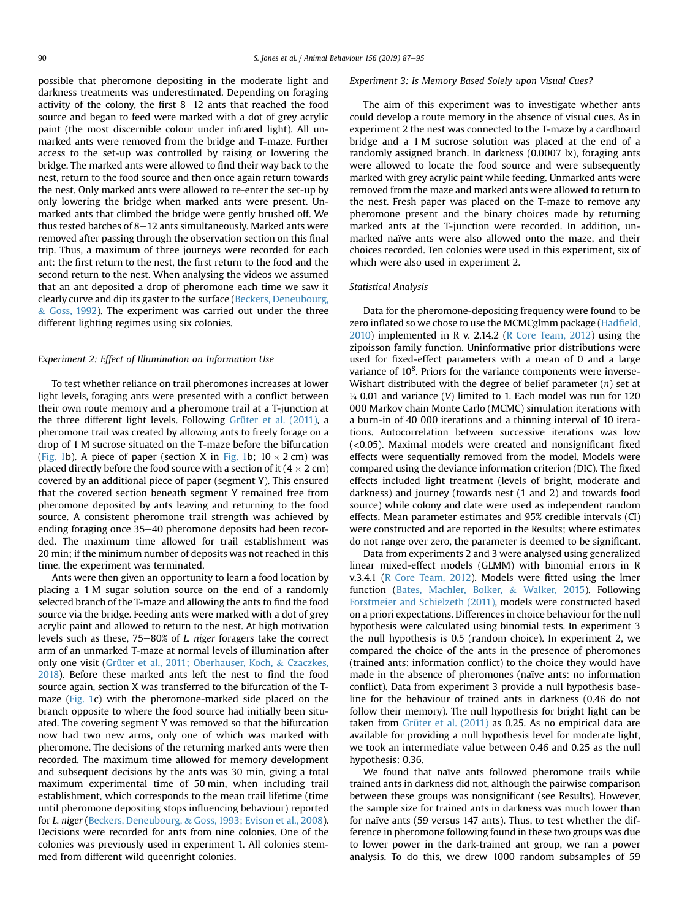possible that pheromone depositing in the moderate light and darkness treatments was underestimated. Depending on foraging activity of the colony, the first 8–12 ants that reached the food source and began to feed were marked with a dot of grey acrylic paint (the most discernible colour under infrared light). All unmarked ants were removed from the bridge and T-maze. Further access to the set-up was controlled by raising or lowering the bridge. The marked ants were allowed to find their way back to the nest, return to the food source and then once again return towards the nest. Only marked ants were allowed to re-enter the set-up by only lowering the bridge when marked ants were present. Unmarked ants that climbed the bridge were gently brushed off. We thus tested batches of 8–12 ants simultaneously. Marked ants were removed after passing through the observation section on this final trip. Thus, a maximum of three journeys were recorded for each ant: the first return to the nest, the first return to the food and the second return to the nest. When analysing the videos we assumed that an ant deposited a drop of pheromone each time we saw it clearly curve and dip its gaster to the surface (Beckers, Deneubourg, & Goss, 1992). The experiment was carried out under the three different lighting regimes using six colonies.

### *Experiment 2: Effect of Illumination on Information Use*

To test whether reliance on trail pheromones increases at lower light levels, foraging ants were presented with a conflict between their own route memory and a pheromone trail at a T-junction at the three different light levels. Following Grüter et al. (2011), a pheromone trail was created by allowing ants to freely forage on a drop of 1 M sucrose situated on the T-maze before the bifurcation (Fig. 1b). A piece of paper (section X in Fig. 1b; $10 \times 2$ cm) was placed directly before the food source with a section of it ($4 \times 2$ cm) covered by an additional piece of paper (segment Y). This ensured that the covered section beneath segment Y remained free from pheromone deposited by ants leaving and returning to the food source. A consistent pheromone trail strength was achieved by ending foraging once 35–40 pheromone deposits had been recorded. The maximum time allowed for trail establishment was 20 min; if the minimum number of deposits was not reached in this time, the experiment was terminated.

Ants were then given an opportunity to learn a food location by placing a 1 M sugar solution source on the end of a randomly selected branch of the T-maze and allowing the ants to find the food source via the bridge. Feeding ants were marked with a dot of grey acrylic paint and allowed to return to the nest. At high motivation levels such as these, 75–80% of *L. niger* foragers take the correct arm of an unmarked T-maze at normal levels of illumination after only one visit (Grüter et al., 2011; Oberhauser, Koch, & Czaczkes, 2018). Before these marked ants left the nest to find the food source again, section X was transferred to the bifurcation of the T-maze (Fig. 1c) with the pheromone-marked side placed on the branch opposite to where the food source had initially been situated. The covering segment Y was removed so that the bifurcation now had two new arms, only one of which was marked with pheromone. The decisions of the returning marked ants were then recorded. The maximum time allowed for memory development and subsequent decisions by the ants was 30 min, giving a total maximum experimental time of 50 min, when including trail establishment, which corresponds to the mean trail lifetime (time until pheromone depositing stops influencing behaviour) reported for *L. niger* (Beckers, Deneubourg, & Goss, 1993; Evison et al., 2008). Decisions were recorded for ants from nine colonies. One of the colonies was previously used in experiment 1. All colonies stemmed from different wild queenright colonies.

### *Experiment 3: Is Memory Based Solely upon Visual Cues?*

The aim of this experiment was to investigate whether ants could develop a route memory in the absence of visual cues. As in experiment 2 the nest was connected to the T-maze by a cardboard bridge and a 1 M sucrose solution was placed at the end of a randomly assigned branch. In darkness (0.0007 lx), foraging ants were allowed to locate the food source and were subsequently marked with grey acrylic paint while feeding. Unmarked ants were removed from the maze and marked ants were allowed to return to the nest. Fresh paper was placed on the T-maze to remove any pheromone present and the binary choices made by returning marked ants at the T-junction were recorded. In addition, unmarked naïve ants were also allowed onto the maze, and their choices recorded. Ten colonies were used in this experiment, six of which were also used in experiment 2.

### *Statistical Analysis*

Data for the pheromone-depositing frequency were found to be zero inflated so we chose to use the MCMCglmm package (Hadfield, 2010) implemented in R v. 2.14.2 (R Core Team, 2012) using the zipoisson family function. Uninformative prior distributions were used for fixed-effect parameters with a mean of 0 and a large variance of $10^8$. Priors for the variance components were inverse-Wishart distributed with the degree of belief parameter ($n$) set at ¼ 0.01 and variance ($V$) limited to 1. Each model was run for 120 000 Markov chain Monte Carlo (MCMC) simulation iterations with a burn-in of 40 000 iterations and a thinning interval of 10 iterations. Autocorrelation between successive iterations was low ($<0.05$). Maximal models were created and nonsignificant fixed effects were sequentially removed from the model. Models were compared using the deviance information criterion (DIC). The fixed effects included light treatment (levels of bright, moderate and darkness) and journey (towards nest (1 and 2) and towards food source) while colony and date were used as independent random effects. Mean parameter estimates and 95% credible intervals (CI) were constructed and are reported in the Results; where estimates do not range over zero, the parameter is deemed to be significant.

Data from experiments 2 and 3 were analysed using generalized linear mixed-effect models (GLMM) with binomial errors in R v.3.4.1 (R Core Team, 2012). Models were fitted using the lmer function (Bates, Mächler, Bolker, & Walker, 2015). Following Forstmeier and Schielzeth (2011), models were constructed based on a priori expectations. Differences in choice behaviour for the null hypothesis were calculated using binomial tests. In experiment 3 the null hypothesis is 0.5 (random choice). In experiment 2, we compared the choice of the ants in the presence of pheromones (trained ants: information conflict) to the choice they would have made in the absence of pheromones (naïve ants: no information conflict). Data from experiment 3 provide a null hypothesis baseline for the behaviour of trained ants in darkness (0.46 do not follow their memory). The null hypothesis for bright light can be taken from Grüter et al. (2011) as 0.25. As no empirical data are available for providing a null hypothesis level for moderate light, we took an intermediate value between 0.46 and 0.25 as the null hypothesis: 0.36.

We found that naïve ants followed pheromone trails while trained ants in darkness did not, although the pairwise comparison between these groups was nonsignificant (see Results). However, the sample size for trained ants in darkness was much lower than for naïve ants (59 versus 147 ants). Thus, to test whether the difference in pheromone following found in these two groups was due to lower power in the dark-trained ant group, we ran a power analysis. To do this, we drew 1000 random subsamples of 59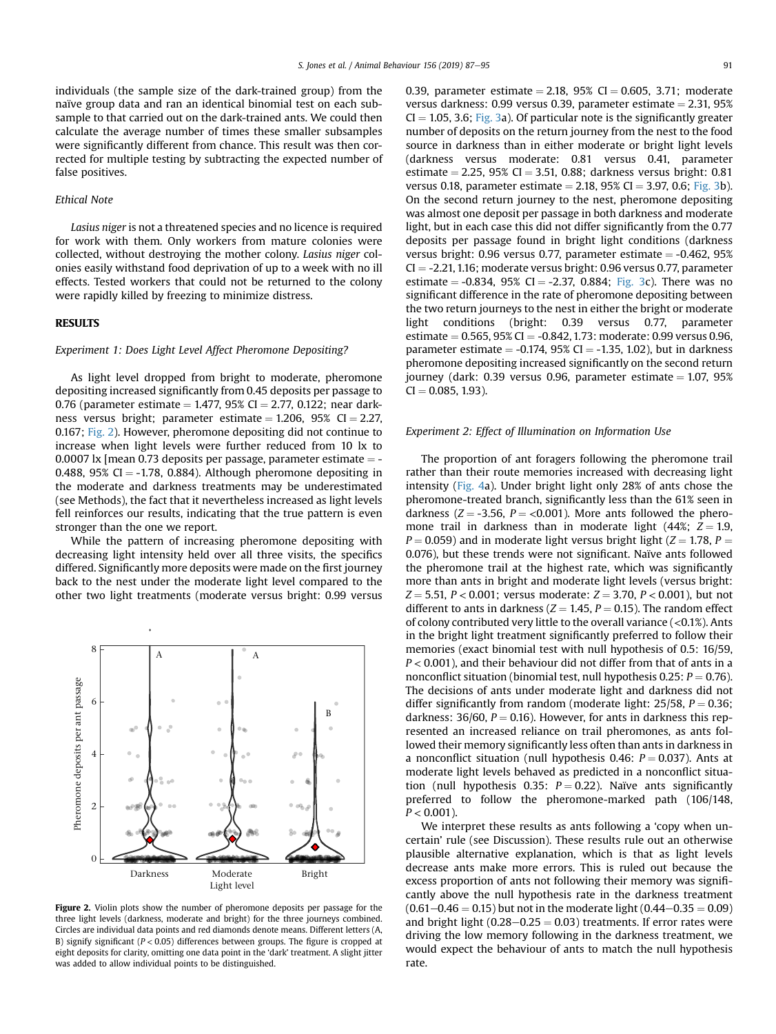individuals (the sample size of the dark-trained group) from the naïve group data and ran an identical binomial test on each subsample to that carried out on the dark-trained ants. We could then calculate the average number of times these smaller subsamples were significantly different from chance. This result was then corrected for multiple testing by subtracting the expected number of false positives.

### Ethical Note

*Lasius niger* is not a threatened species and no licence is required for work with them. Only workers from mature colonies were collected, without destroying the mother colony. *Lasius niger* colonies easily withstand food deprivation of up to a week with no ill effects. Tested workers that could not be returned to the colony were rapidly killed by freezing to minimize distress.

## RESULTS

### Experiment 1: Does Light Level Affect Pheromone Depositing?

As light level dropped from bright to moderate, pheromone depositing increased significantly from 0.45 deposits per passage to 0.76 (parameter estimate = 1.477, 95% CI = 2.77, 0.122; near darkness versus bright; parameter estimate = 1.206, 95% CI = 2.27, 0.167; Fig. 2). However, pheromone depositing did not continue to increase when light levels were further reduced from 10 lx to 0.0007 lx [mean 0.73 deposits per passage, parameter estimate = -0.488, 95% CI = -1.78, 0.884). Although pheromone depositing in the moderate and darkness treatments may be underestimated (see Methods), the fact that it nevertheless increased as light levels fell reinforces our results, indicating that the true pattern is even stronger than the one we report.

While the pattern of increasing pheromone depositing with decreasing light intensity held over all three visits, the specifics differed. Significantly more deposits were made on the first journey back to the nest under the moderate light level compared to the other two light treatments (moderate versus bright: 0.99 versus 0.39, parameter estimate = 2.18, 95% CI = 0.605, 3.71; moderate versus darkness: 0.99 versus 0.39, parameter estimate = 2.31, 95% CI = 1.05, 3.6; Fig. 3a). Of particular note is the significantly greater number of deposits on the return journey from the nest to the food source in darkness than in either moderate or bright light levels (darkness versus moderate: 0.81 versus 0.41, parameter estimate = 2.25, 95% CI = 3.51, 0.88; darkness versus bright: 0.81 versus 0.18, parameter estimate = 2.18, 95% CI = 3.97, 0.6; Fig. 3b). On the second return journey to the nest, pheromone depositing was almost one deposit per passage in both darkness and moderate light, but in each case this did not differ significantly from the 0.77 deposits per passage found in bright light conditions (darkness versus bright: 0.96 versus 0.77, parameter estimate = -0.462, 95% CI = -2.21, 1.16; moderate versus bright: 0.96 versus 0.77, parameter estimate = -0.834, 95% CI = -2.37, 0.884; Fig. 3c). There was no significant difference in the rate of pheromone depositing between the two return journeys to the nest in either the bright or moderate light conditions (bright: 0.39 versus 0.77, parameter estimate = 0.565, 95% CI = -0.842, 1.73: moderate: 0.99 versus 0.96, parameter estimate = -0.174, 95% CI = -1.35, 1.02), but in darkness pheromone depositing increased significantly on the second return journey (dark: 0.39 versus 0.96, parameter estimate = 1.07, 95% CI = 0.085, 1.93).

Figure 2. Violin plots show the number of pheromone deposits per passage for the three light levels (darkness, moderate and bright) for the three journeys combined. Circles are individual data points and red diamonds denote means. Different letters (A, B) signify significant ($P < 0.05$) differences between groups. The figure is cropped at eight deposits for clarity, omitting one data point in the 'dark' treatment. A slight jitter was added to allow individual points to be distinguished.

### Experiment 2: Effect of Illumination on Information Use

The proportion of ant foragers following the pheromone trail rather than their route memories increased with decreasing light intensity (Fig. 4a). Under bright light only 28% of ants chose the pheromone-treated branch, significantly less than the 61% seen in darkness ($Z = -3.56$, $P = <0.001$). More ants followed the pheromone trail in darkness than in moderate light (44%; $Z = 1.9$, $P = 0.059$) and in moderate light versus bright light ($Z = 1.78$, $P = 0.076$), but these trends were not significant. Naïve ants followed the pheromone trail at the highest rate, which was significantly more than ants in bright and moderate light levels (versus bright: $Z = 5.51$, $P < 0.001$; versus moderate: $Z = 3.70$, $P < 0.001$), but not different to ants in darkness ($Z = 1.45$, $P = 0.15$). The random effect of colony contributed very little to the overall variance (<0.1%). Ants in the bright light treatment significantly preferred to follow their memories (exact binomial test with null hypothesis of 0.5: 16/59, $P < 0.001$), and their behaviour did not differ from that of ants in a nonconflict situation (binomial test, null hypothesis 0.25: $P = 0.76$). The decisions of ants under moderate light and darkness did not differ significantly from random (moderate light: 25/58, $P = 0.36$; darkness: 36/60, $P = 0.16$). However, for ants in darkness this represented an increased reliance on trail pheromones, as ants followed their memory significantly less often than ants in darkness in a nonconflict situation (null hypothesis 0.46: $P = 0.037$). Ants at moderate light levels behaved as predicted in a nonconflict situation (null hypothesis 0.35: $P = 0.22$). Naïve ants significantly preferred to follow the pheromone-marked path (106/148, $P < 0.001$).

We interpret these results as ants following a 'copy when uncertain' rule (see Discussion). These results rule out an otherwise plausible alternative explanation, which is that as light levels decrease ants make more errors. This is ruled out because the excess proportion of ants not following their memory was significantly above the null hypothesis rate in the darkness treatment ($0.61-0.46 = 0.15$) but not in the moderate light ($0.44-0.35 = 0.09$) and bright light ($0.28-0.25 = 0.03$) treatments. If error rates were driving the low memory following in the darkness treatment, we would expect the behaviour of ants to match the null hypothesis rate.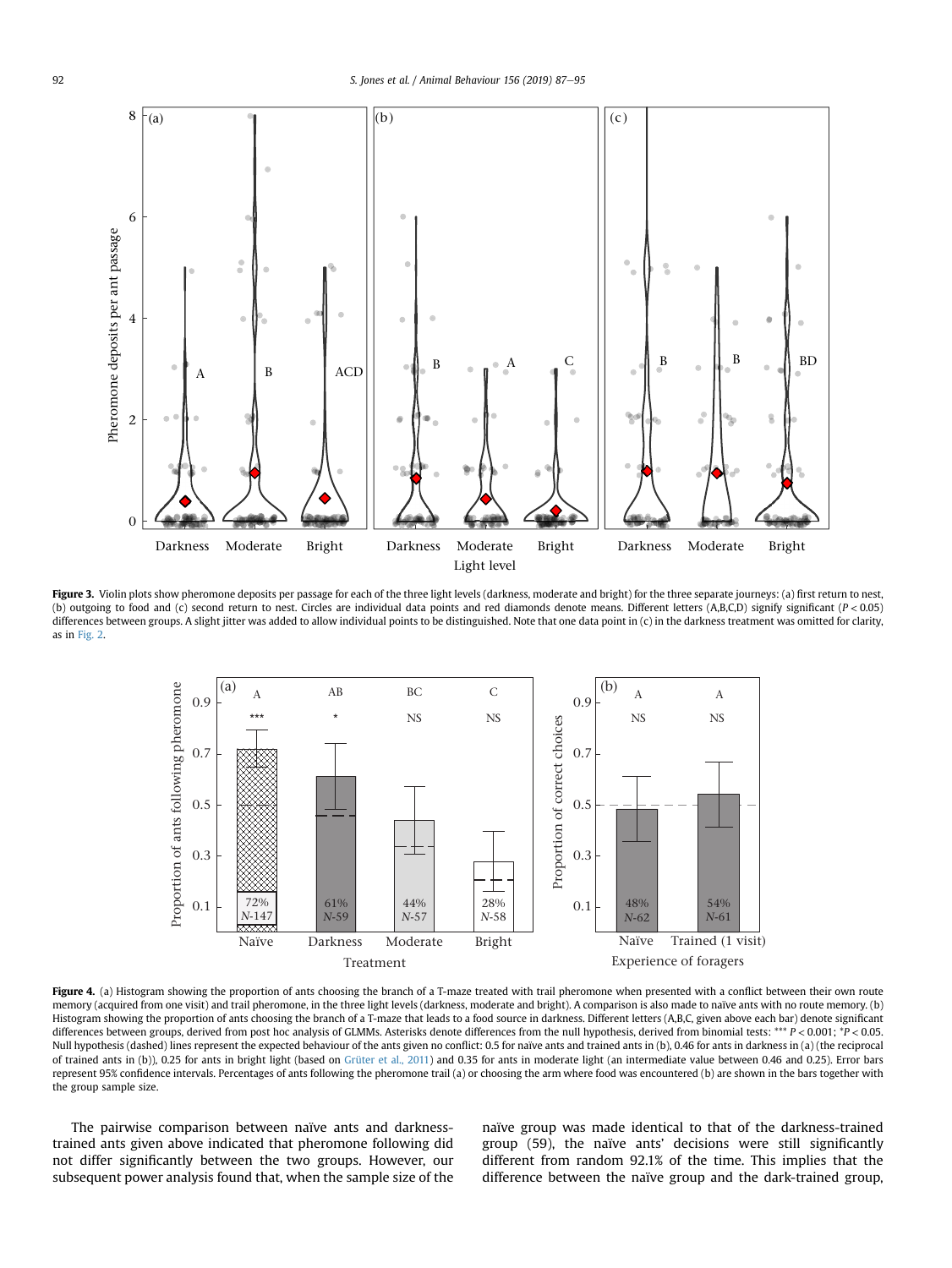**Figure 3.** Violin plots show pheromone deposits per passage for each of the three light levels (darkness, moderate and bright) for the three separate journeys: (a) first return to nest, (b) outgoing to food and (c) second return to nest. Circles are individual data points and red diamonds denote means. Different letters (A,B,C,D) signify significant ($P < 0.05$) differences between groups. A slight jitter was added to allow individual points to be distinguished. Note that one data point in (c) in the darkness treatment was omitted for clarity, as in Fig. 2.

**Figure 4.** (a) Histogram showing the proportion of ants choosing the branch of a T-maze treated with trail pheromone when presented with a conflict between their own route memory (acquired from one visit) and trail pheromone, in the three light levels (darkness, moderate and bright). A comparison is also made to naïve ants with no route memory. (b) Histogram showing the proportion of ants choosing the branch of a T-maze that leads to a food source in darkness. Different letters (A,B,C, given above each bar) denote significant differences between groups, derived from post hoc analysis of GLMMs. Asterisks denote differences from the null hypothesis, derived from binomial tests: *** $P < 0.001$; * $P < 0.05$. Null hypothesis (dashed) lines represent the expected behaviour of the ants given no conflict: 0.5 for naïve ants and trained ants in (b), 0.46 for ants in darkness in (a) (the reciprocal of trained ants in (b)), 0.25 for ants in bright light (based on Grüter et al., 2011) and 0.35 for ants in moderate light (an intermediate value between 0.46 and 0.25). Error bars represent 95% confidence intervals. Percentages of ants following the pheromone trail (a) or choosing the arm where food was encountered (b) are shown in the bars together with the group sample size.

The pairwise comparison between naïve ants and darkness-trained ants given above indicated that pheromone following did not differ significantly between the two groups. However, our subsequent power analysis found that, when the sample size of the naïve group was made identical to that of the darkness-trained group (59), the naïve ants' decisions were still significantly different from random 92.1% of the time. This implies that the difference between the naïve group and the dark-trained group,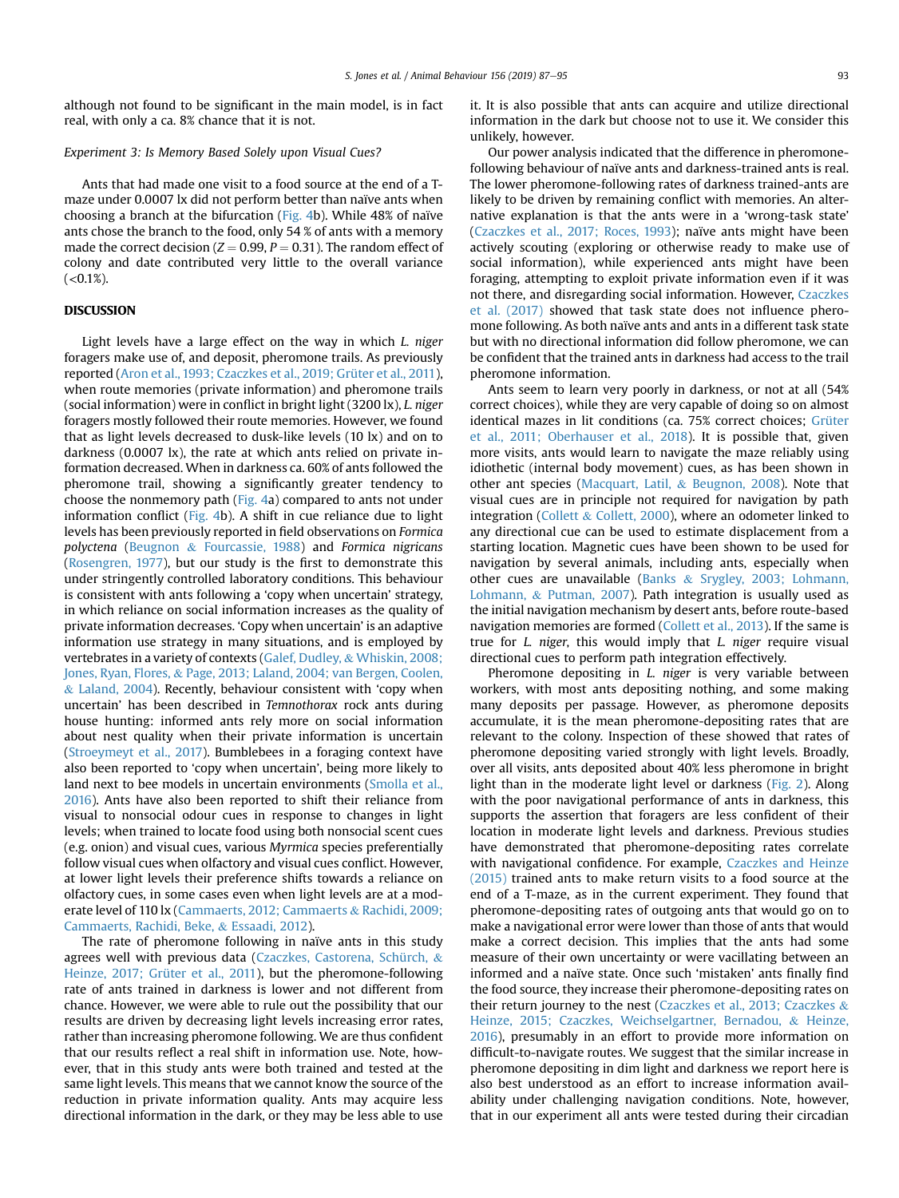although not found to be significant in the main model, is in fact real, with only a ca. 8% chance that it is not.

### Experiment 3: Is Memory Based Solely upon Visual Cues?

Ants that had made one visit to a food source at the end of a T-maze under 0.0007 lx did not perform better than naïve ants when choosing a branch at the bifurcation (Fig. 4b). While 48% of naïve ants chose the branch to the food, only 54 % of ants with a memory made the correct decision ($Z = 0.99$, $P = 0.31$). The random effect of colony and date contributed very little to the overall variance (<0.1%).

## DISCUSSION

Light levels have a large effect on the way in which *L. niger* foragers make use of, and deposit, pheromone trails. As previously reported (Aron et al., 1993; Czaczkes et al., 2019; Grüter et al., 2011), when route memories (private information) and pheromone trails (social information) were in conflict in bright light (3200 lx), *L. niger* foragers mostly followed their route memories. However, we found that as light levels decreased to dusk-like levels (10 lx) and on to darkness (0.0007 lx), the rate at which ants relied on private information decreased. When in darkness ca. 60% of ants followed the pheromone trail, showing a significantly greater tendency to choose the nonmemory path (Fig. 4a) compared to ants not under information conflict (Fig. 4b). A shift in cue reliance due to light levels has been previously reported in field observations on *Formica polyctena* (Beugnon & Fourcassie, 1988) and *Formica nigricans* (Rosengren, 1977), but our study is the first to demonstrate this under stringently controlled laboratory conditions. This behaviour is consistent with ants following a 'copy when uncertain' strategy, in which reliance on social information increases as the quality of private information decreases. 'Copy when uncertain' is an adaptive information use strategy in many situations, and is employed by vertebrates in a variety of contexts (Galef, Dudley, & Whiskin, 2008; Jones, Ryan, Flores, & Page, 2013; Laland, 2004; van Bergen, Coolen, & Laland, 2004). Recently, behaviour consistent with 'copy when uncertain' has been described in *Temnothorax* rock ants during house hunting: informed ants rely more on social information about nest quality when their private information is uncertain (Stroeymeyt et al., 2017). Bumblebees in a foraging context have also been reported to 'copy when uncertain', being more likely to land next to bee models in uncertain environments (Smolla et al., 2016). Ants have also been reported to shift their reliance from visual to nonsocial odour cues in response to changes in light levels; when trained to locate food using both nonsocial scent cues (e.g. onion) and visual cues, various *Myrmica* species preferentially follow visual cues when olfactory and visual cues conflict. However, at lower light levels their preference shifts towards a reliance on olfactory cues, in some cases even when light levels are at a moderate level of 110 lx (Cammaerts, 2012; Cammaerts & Rachidi, 2009; Cammaerts, Rachidi, Beke, & Essaadi, 2012).

The rate of pheromone following in naïve ants in this study agrees well with previous data (Czaczkes, Castorena, Schürch, & Heinze, 2017; Grüter et al., 2011), but the pheromone-following rate of ants trained in darkness is lower and not different from chance. However, we were able to rule out the possibility that our results are driven by decreasing light levels increasing error rates, rather than increasing pheromone following. We are thus confident that our results reflect a real shift in information use. Note, however, that in this study ants were both trained and tested at the same light levels. This means that we cannot know the source of the reduction in private information quality. Ants may acquire less directional information in the dark, or they may be less able to use it. It is also possible that ants can acquire and utilize directional information in the dark but choose not to use it. We consider this unlikely, however.

Our power analysis indicated that the difference in pheromone-following behaviour of naïve ants and darkness-trained ants is real. The lower pheromone-following rates of darkness trained-ants are likely to be driven by remaining conflict with memories. An alternative explanation is that the ants were in a 'wrong-task state' (Czaczkes et al., 2017; Roces, 1993); naïve ants might have been actively scouting (exploring or otherwise ready to make use of social information), while experienced ants might have been foraging, attempting to exploit private information even if it was not there, and disregarding social information. However, Czaczkes et al. (2017) showed that task state does not influence pheromone following. As both naïve ants and ants in a different task state but with no directional information did follow pheromone, we can be confident that the trained ants in darkness had access to the trail pheromone information.

Ants seem to learn very poorly in darkness, or not at all (54% correct choices), while they are very capable of doing so on almost identical mazes in lit conditions (ca. 75% correct choices; Grüter et al., 2011; Oberhauser et al., 2018). It is possible that, given more visits, ants would learn to navigate the maze reliably using idiothetic (internal body movement) cues, as has been shown in other ant species (Macquart, Latil, & Beugnon, 2008). Note that visual cues are in principle not required for navigation by path integration (Collett & Collett, 2000), where an odometer linked to any directional cue can be used to estimate displacement from a starting location. Magnetic cues have been shown to be used for navigation by several animals, including ants, especially when other cues are unavailable (Banks & Srygley, 2003; Lohmann, Lohmann, & Putman, 2007). Path integration is usually used as the initial navigation mechanism by desert ants, before route-based navigation memories are formed (Collett et al., 2013). If the same is true for *L. niger*, this would imply that *L. niger* require visual directional cues to perform path integration effectively.

Pheromone depositing in *L. niger* is very variable between workers, with most ants depositing nothing, and some making many deposits per passage. However, as pheromone deposits accumulate, it is the mean pheromone-depositing rates that are relevant to the colony. Inspection of these showed that rates of pheromone depositing varied strongly with light levels. Broadly, over all visits, ants deposited about 40% less pheromone in bright light than in the moderate light level or darkness (Fig. 2). Along with the poor navigational performance of ants in darkness, this supports the assertion that foragers are less confident of their location in moderate light levels and darkness. Previous studies have demonstrated that pheromone-depositing rates correlate with navigational confidence. For example, Czaczkes and Heinze (2015) trained ants to make return visits to a food source at the end of a T-maze, as in the current experiment. They found that pheromone-depositing rates of outgoing ants that would go on to make a navigational error were lower than those of ants that would make a correct decision. This implies that the ants had some measure of their own uncertainty or were vacillating between an informed and a naïve state. Once such 'mistaken' ants finally find the food source, they increase their pheromone-depositing rates on their return journey to the nest (Czaczkes et al., 2013; Czaczkes & Heinze, 2015; Czaczkes, Weichselgartner, Bernadou, & Heinze, 2016), presumably in an effort to provide more information on difficult-to-navigate routes. We suggest that the similar increase in pheromone depositing in dim light and darkness we report here is also best understood as an effort to increase information availability under challenging navigation conditions. Note, however, that in our experiment all ants were tested during their circadian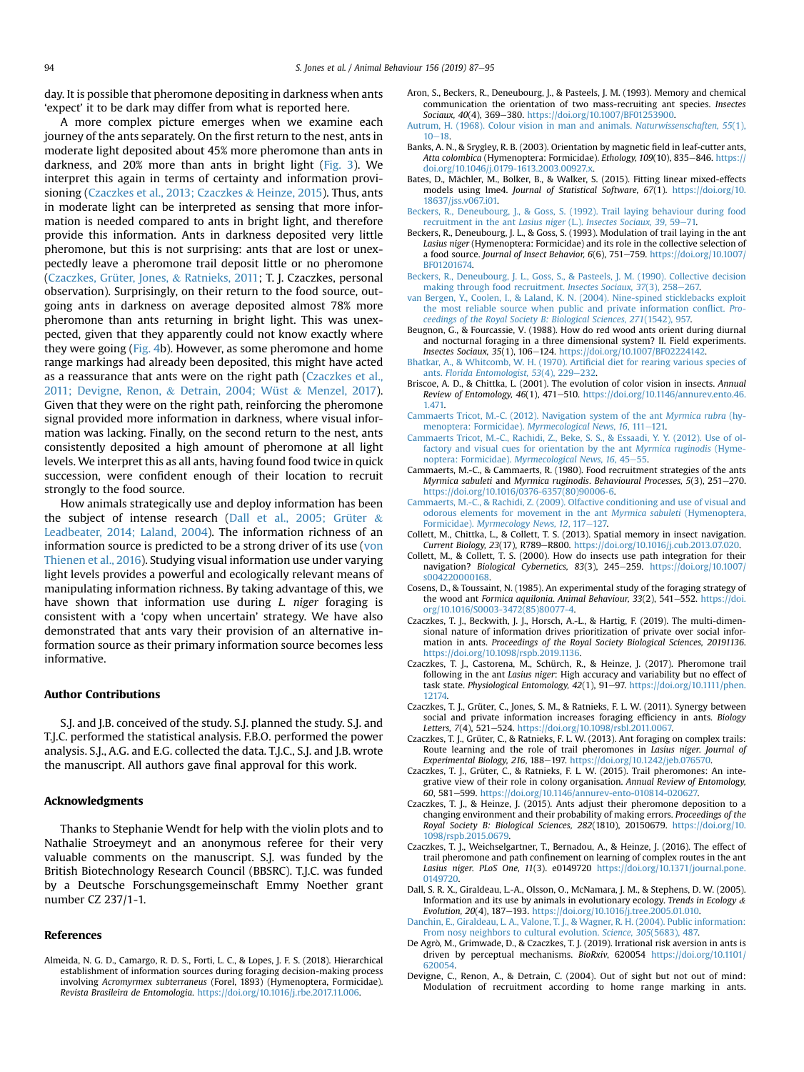day. It is possible that pheromone depositing in darkness when ants 'expect' it to be dark may differ from what is reported here.

A more complex picture emerges when we examine each journey of the ants separately. On the first return to the nest, ants in moderate light deposited about 45% more pheromone than ants in darkness, and 20% more than ants in bright light (Fig. 3). We interpret this again in terms of certainty and information provisioning (Czaczkes et al., 2013; Czaczkes & Heinze, 2015). Thus, ants in moderate light can be interpreted as sensing that more information is needed compared to ants in bright light, and therefore provide this information. Ants in darkness deposited very little pheromone, but this is not surprising: ants that are lost or unexpectedly leave a pheromone trail deposit little or no pheromone (Czaczkes, Grüter, Jones, & Ratnieks, 2011; T. J. Czaczkes, personal observation). Surprisingly, on their return to the food source, outgoing ants in darkness on average deposited almost 78% more pheromone than ants returning in bright light. This was unexpected, given that they apparently could not know exactly where they were going (Fig. 4b). However, as some pheromone and home range markings had already been deposited, this might have acted as a reassurance that ants were on the right path (Czaczkes et al., 2011; Devigne, Renon, & Detrain, 2004; Wüst & Menzel, 2017). Given that they were on the right path, reinforcing the pheromone signal provided more information in darkness, where visual information was lacking. Finally, on the second return to the nest, ants consistently deposited a high amount of pheromone at all light levels. We interpret this as all ants, having found food twice in quick succession, were confident enough of their location to recruit strongly to the food source.

How animals strategically use and deploy information has been the subject of intense research (Dall et al., 2005; Grüter & Leadbeater, 2014; Laland, 2004). The information richness of an information source is predicted to be a strong driver of its use (von Thienen et al., 2016). Studying visual information use under varying light levels provides a powerful and ecologically relevant means of manipulating information richness. By taking advantage of this, we have shown that information use during *L. niger* foraging is consistent with a 'copy when uncertain' strategy. We have also demonstrated that ants vary their provision of an alternative information source as their primary information source becomes less informative.

## Author Contributions

S.J. and J.B. conceived of the study. S.J. planned the study. S.J. and T.J.C. performed the statistical analysis. F.B.O. performed the power analysis. S.J., A.G. and E.G. collected the data. T.J.C., S.J. and J.B. wrote the manuscript. All authors gave final approval for this work.

## Acknowledgments

Thanks to Stephanie Wendt for help with the violin plots and to Nathalie Stroeymeyt and an anonymous referee for their very valuable comments on the manuscript. S.J. was funded by the British Biotechnology Research Council (BBSRC). T.J.C. was funded by a Deutsche Forschungsgemeinschaft Emmy Noether grant number CZ 237/1-1.

## References

Almeida, N. G. D., Camargo, R. D. S., Forti, L. C., & Lopes, J. F. S. (2018). Hierarchical establishment of information sources during foraging decision-making process involving *Acromyrmex subterraneus* (Forel, 1893) (Hymenoptera, Formicidae). *Revista Brasileira de Entomologia*. https://doi.org/10.1016/j.rbe.2017.11.006.

Aron, S., Beckers, R., Deneubourg, J., & Pasteels, J. M. (1993). Memory and chemical communication the orientation of two mass-recruiting ant species. *Insectes Sociaux, 40*(4), 369–380. https://doi.org/10.1007/BF01253900.

Autrum, H. (1968). Colour vision in man and animals. *Naturwissenschaften, 55*(1), 10–18.

Banks, A. N., & Srygley, R. B. (2003). Orientation by magnetic field in leaf-cutter ants, *Atta colombica* (Hymenoptera: Formicidae). *Ethology, 109*(10), 835–846. https://doi.org/10.1046/j.0179-1613.2003.00927.x.

Bates, D., Mächler, M., Bolker, B., & Walker, S. (2015). Fitting linear mixed-effects models using lme4. *Journal of Statistical Software, 67*(1). https://doi.org/10.18637/jss.v067.i01.

Beckers, R., Deneubourg, J., & Goss, S. (1992). Trail laying behaviour during food recruitment in the ant *Lasius niger* (L.). *Insectes Sociaux, 39*, 59–71.

Beckers, R., Deneubourg, J. L., & Goss, S. (1993). Modulation of trail laying in the ant *Lasius niger* (Hymenoptera: Formicidae) and its role in the collective selection of a food source. *Journal of Insect Behavior, 6*(6), 751–759. https://doi.org/10.1007/BF01201674.

Beckers, R., Deneubourg, J. L., Goss, S., & Pasteels, J. M. (1990). Collective decision making through food recruitment. *Insectes Sociaux, 37*(3), 258–267.

van Bergen, Y., Coolen, I., & Laland, K. N. (2004). Nine-spined sticklebacks exploit the most reliable source when public and private information conflict. *Proceedings of the Royal Society B: Biological Sciences, 271*(1542), 957.

Beugnon, G., & Fourcassie, V. (1988). How do red wood ants orient during diurnal and nocturnal foraging in a three dimensional system? II. Field experiments. *Insectes Sociaux, 35*(1), 106–124. https://doi.org/10.1007/BF02224142.

Bhatkar, A., & Whitcomb, W. H. (1970). Artificial diet for rearing various species of ants. *Florida Entomologist, 53*(4), 229–232.

Briscoe, A. D., & Chittka, L. (2001). The evolution of color vision in insects. *Annual Review of Entomology, 46*(1), 471–510. https://doi.org/10.1146/annurev.ento.46.1.471.

Cammaerts Tricot, M.-C. (2012). Navigation system of the ant *Myrmica rubra* (hymenoptera: Formicidae). *Myrmecological News, 16*, 111–121.

Cammaerts Tricot, M.-C., Rachidi, Z., Beke, S. S., & Essaadi, Y. Y. (2012). Use of olfactory and visual cues for orientation by the ant *Myrmica ruginodis* (Hymenoptera: Formicidae). *Myrmecological News, 16*, 45–55.

Cammaerts, M.-C., & Cammaerts, R. (1980). Food recruitment strategies of the ants *Myrmica sabuleti* and *Myrmica ruginodis*. *Behavioural Processes, 5*(3), 251–270. https://doi.org/10.1016/0376-6357(80)90006-6.

Cammaerts, M.-C., & Rachidi, Z. (2009). Olfactive conditioning and use of visual and odorous elements for movement in the ant *Myrmica sabuleti* (Hymenoptera, Formicidae). *Myrmecology News, 12*, 117–127.

Collett, M., Chittka, L., & Collett, T. S. (2013). Spatial memory in insect navigation. *Current Biology, 23*(17), R789–R800. https://doi.org/10.1016/j.cub.2013.07.020.

Collett, M., & Collett, T. S. (2000). How do insects use path integration for their navigation? *Biological Cybernetics, 83*(3), 245–259. https://doi.org/10.1007/s004220000168.

Cosens, D., & Toussaint, N. (1985). An experimental study of the foraging strategy of the wood ant *Formica aquilonia*. *Animal Behaviour, 33*(2), 541–552. https://doi.org/10.1016/S0003-3472(85)80077-4.

Czaczkes, T. J., Beckwith, J. J., Horsch, A.-L., & Hartig, F. (2019). The multi-dimensional nature of information drives prioritization of private over social information in ants. *Proceedings of the Royal Society Biological Sciences, 20191136*. https://doi.org/10.1098/rspb.2019.1136.

Czaczkes, T. J., Castorena, M., Schürch, R., & Heinze, J. (2017). Pheromone trail following in the ant *Lasius niger*: High accuracy and variability but no effect of task state. *Physiological Entomology, 42*(1), 91–97. https://doi.org/10.1111/phen.12174.

Czaczkes, T. J., Grüter, C., Jones, S. M., & Ratnieks, F. L. W. (2011). Synergy between social and private information increases foraging efficiency in ants. *Biology Letters, 7*(4), 521–524. https://doi.org/10.1098/rsbl.2011.0067.

Czaczkes, T. J., Grüter, C., & Ratnieks, F. L. W. (2013). Ant foraging on complex trails: Route learning and the role of trail pheromones in *Lasius niger*. *Journal of Experimental Biology, 216*, 188–197. https://doi.org/10.1242/jeb.076570.

Czaczkes, T. J., Grüter, C., & Ratnieks, F. L. W. (2015). Trail pheromones: An integrative view of their role in colony organisation. *Annual Review of Entomology, 60*, 581–599. https://doi.org/10.1146/annurev-ento-010814-020627.

Czaczkes, T. J., & Heinze, J. (2015). Ants adjust their pheromone deposition to a changing environment and their probability of making errors. *Proceedings of the Royal Society B: Biological Sciences, 282*(1810), 20150679. https://doi.org/10.1098/rspb.2015.0679.

Czaczkes, T. J., Weichselgartner, T., Bernadou, A., & Heinze, J. (2016). The effect of trail pheromone and path confinement on learning of complex routes in the ant *Lasius niger*. *PLoS One, 11*(3). e0149720 https://doi.org/10.1371/journal.pone.0149720.

Dall, S. R. X., Giraldeau, L.-A., Olsson, O., McNamara, J. M., & Stephens, D. W. (2005). Information and its use by animals in evolutionary ecology. *Trends in Ecology & Evolution, 20*(4), 187–193. https://doi.org/10.1016/j.tree.2005.01.010.

Danchin, E., Giraldeau, L. A., Valone, T. J., & Wagner, R. H. (2004). Public information: From nosy neighbors to cultural evolution. *Science, 305*(5683), 487.

De Agrò, M., Grimwade, D., & Czaczkes, T. J. (2019). Irrational risk aversion in ants is driven by perceptual mechanisms. *BioRxiv*, 620054 https://doi.org/10.1101/620054.

Devigne, C., Renon, A., & Detrain, C. (2004). Out of sight but not out of mind: Modulation of recruitment according to home range marking in ants.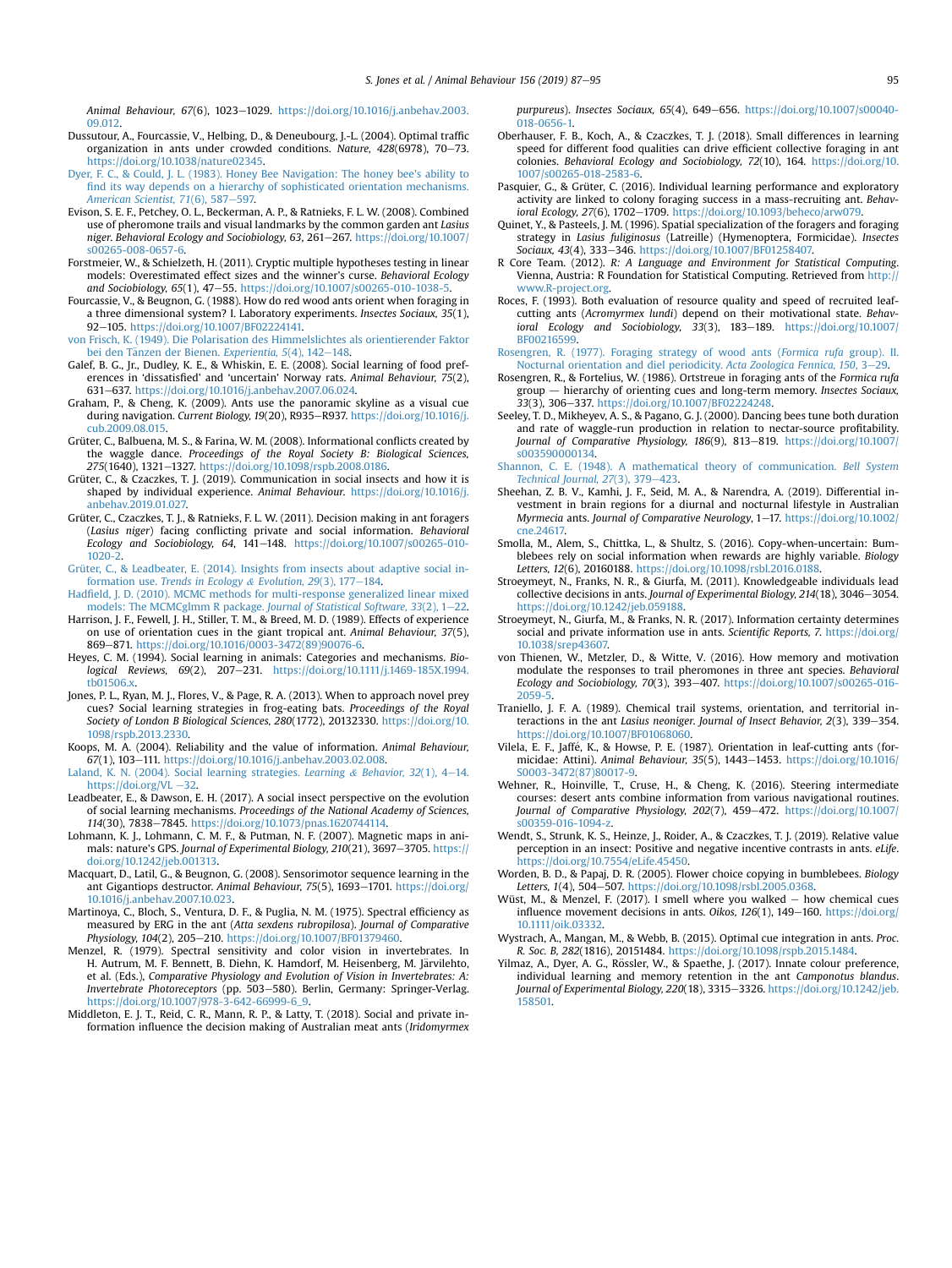Animal Behaviour, 67(6), 1023–1029. https://doi.org/10.1016/j.anbehav.2003.09.012.

Dussutour, A., Fourcassie, V., Helbing, D., & Deneubourg, J.-L. (2004). Optimal traffic organization in ants under crowded conditions. *Nature, 428*(6978), 70–73. https://doi.org/10.1038/nature02345.

Dyer, F. C., & Could, J. L. (1983). Honey Bee Navigation: The honey bee's ability to find its way depends on a hierarchy of sophisticated orientation mechanisms. *American Scientist, 71*(6), 587–597.

Evison, S. E. F., Petchey, O. L., Beckerman, A. P., & Ratnieks, F. L. W. (2008). Combined use of pheromone trails and visual landmarks by the common garden ant *Lasius niger*. *Behavioral Ecology and Sociobiology, 63*, 261–267. https://doi.org/10.1007/s00265-008-0657-6.

Forstmeier, W., & Schielzeth, H. (2011). Cryptic multiple hypotheses testing in linear models: Overestimated effect sizes and the winner's curse. *Behavioral Ecology and Sociobiology, 65*(1), 47–55. https://doi.org/10.1007/s00265-010-1038-5.

Fourcassie, V., & Beugnon, G. (1988). How do red wood ants orient when foraging in a three dimensional system? I. Laboratory experiments. *Insectes Sociaux, 35*(1), 92–105. https://doi.org/10.1007/BF02224141.

von Frisch, K. (1949). Die Polarisation des Himmelslichtes als orientierender Faktor bei den Tänzen der Bienen. *Experientia, 5*(4), 142–148.

Galef, B. G., Jr., Dudley, K. E., & Whiskin, E. E. (2008). Social learning of food preferences in 'dissatisfied' and 'uncertain' Norway rats. *Animal Behaviour, 75*(2), 631–637. https://doi.org/10.1016/j.anbehav.2007.06.024.

Graham, P., & Cheng, K. (2009). Ants use the panoramic skyline as a visual cue during navigation. *Current Biology, 19*(20), R935–R937. https://doi.org/10.1016/j.cub.2009.08.015.

Grüter, C., Balbuena, M. S., & Farina, W. M. (2008). Informational conflicts created by the waggle dance. *Proceedings of the Royal Society B: Biological Sciences, 275*(1640), 1321–1327. https://doi.org/10.1098/rspb.2008.0186.

Grüter, C., & Czaczkes, T. J. (2019). Communication in social insects and how it is shaped by individual experience. *Animal Behaviour*. https://doi.org/10.1016/j.anbehav.2019.01.027.

Grüter, C., Czaczkes, T. J., & Ratnieks, F. L. W. (2011). Decision making in ant foragers (*Lasius niger*) facing conflicting private and social information. *Behavioral Ecology and Sociobiology, 64*, 141–148. https://doi.org/10.1007/s00265-010-1020-2.

Grüter, C., & Leadbeater, E. (2014). Insights from insects about adaptive social information use. *Trends in Ecology & Evolution, 29*(3), 177–184.

Hadfield, J. D. (2010). MCMC methods for multi-response generalized linear mixed models: The MCMCglmm R package. *Journal of Statistical Software, 33*(2), 1–22.

Harrison, J. F., Fewell, J. H., Stiller, T. M., & Breed, M. D. (1989). Effects of experience on use of orientation cues in the giant tropical ant. *Animal Behaviour, 37*(5), 869–871. https://doi.org/10.1016/0003-3472(89)90076-6.

Heyes, C. M. (1994). Social learning in animals: Categories and mechanisms. *Biological Reviews, 69*(2), 207–231. https://doi.org/10.1111/j.1469-185X.1994.tb01506.x.

Jones, P. L., Ryan, M. J., Flores, V., & Page, R. A. (2013). When to approach novel prey cues? Social learning strategies in frog-eating bats. *Proceedings of the Royal Society of London B Biological Sciences, 280*(1772), 20132330. https://doi.org/10.1098/rspb.2013.2330.

Koops, M. A. (2004). Reliability and the value of information. *Animal Behaviour, 67*(1), 103–111. https://doi.org/10.1016/j.anbehav.2003.02.008.

Laland, K. N. (2004). Social learning strategies. *Learning & Behavior, 32*(1), 4–14. https://doi.org/VL −32.

Leadbeater, E., & Dawson, E. H. (2017). A social insect perspective on the evolution of social learning mechanisms. *Proceedings of the National Academy of Sciences, 114*(30), 7838–7845. https://doi.org/10.1073/pnas.1620744114.

Lohmann, K. J., Lohmann, C. M. F., & Putman, N. F. (2007). Magnetic maps in animals: nature's GPS. *Journal of Experimental Biology, 210*(21), 3697–3705. https://doi.org/10.1242/jeb.001313.

Macquart, D., Latil, G., & Beugnon, G. (2008). Sensorimotor sequence learning in the ant Gigantiops destructor. *Animal Behaviour, 75*(5), 1693–1701. https://doi.org/10.1016/j.anbehav.2007.10.023.

Martinoya, C., Bloch, S., Ventura, D. F., & Puglia, N. M. (1975). Spectral efficiency as measured by ERG in the ant (*Atta sexdens rubropilosa*). *Journal of Comparative Physiology, 104*(2), 205–210. https://doi.org/10.1007/BF01379460.

Menzel, R. (1979). Spectral sensitivity and color vision in invertebrates. In H. Autrum, M. F. Bennett, B. Diehn, K. Hamdorf, M. Heisenberg, M. Järvilehto, et al. (Eds.), *Comparative Physiology and Evolution of Vision in Invertebrates: A: Invertebrate Photoreceptors* (pp. 503–580). Berlin, Germany: Springer-Verlag. https://doi.org/10.1007/978-3-642-66999-6_9.

Middleton, E. J. T., Reid, C. R., Mann, R. P., & Latty, T. (2018). Social and private information influence the decision making of Australian meat ants (*Iridomyrmex purpureus*). *Insectes Sociaux, 65*(4), 649–656. https://doi.org/10.1007/s00040-018-0656-1.

Oberhauser, F. B., Koch, A., & Czaczkes, T. J. (2018). Small differences in learning speed for different food qualities can drive efficient collective foraging in ant colonies. *Behavioral Ecology and Sociobiology, 72*(10), 164. https://doi.org/10.1007/s00265-018-2583-6.

Pasquier, G., & Grüter, C. (2016). Individual learning performance and exploratory activity are linked to colony foraging success in a mass-recruiting ant. *Behavioral Ecology, 27*(6), 1702–1709. https://doi.org/10.1093/beheco/arw079.

Quinet, Y., & Pasteels, J. M. (1996). Spatial specialization of the foragers and foraging strategy in *Lasius fuliginosus* (Latreille) (Hymenoptera, Formicidae). *Insectes Sociaux, 43*(4), 333–346. https://doi.org/10.1007/BF01258407.

R Core Team. (2012). *R: A Language and Environment for Statistical Computing*. Vienna, Austria: R Foundation for Statistical Computing. Retrieved from http://www.R-project.org.

Roces, F. (1993). Both evaluation of resource quality and speed of recruited leaf-cutting ants (*Acromyrmex lundi*) depend on their motivational state. *Behavioral Ecology and Sociobiology, 33*(3), 183–189. https://doi.org/10.1007/BF00216599.

Rosengren, R. (1977). Foraging strategy of wood ants (*Formica rufa* group). II. Nocturnal orientation and diel periodicity. *Acta Zoologica Fennica, 150*, 3–29.

Rosengren, R., & Fortelius, W. (1986). Ortstreue in foraging ants of the *Formica rufa* group — hierarchy of orienting cues and long-term memory. *Insectes Sociaux, 33*(3), 306–337. https://doi.org/10.1007/BF02224248.

Seeley, T. D., Mikheyev, A. S., & Pagano, G. J. (2000). Dancing bees tune both duration and rate of waggle-run production in relation to nectar-source profitability. *Journal of Comparative Physiology, 186*(9), 813–819. https://doi.org/10.1007/s003590000134.

Shannon, C. E. (1948). A mathematical theory of communication. *Bell System Technical Journal, 27*(3), 379–423.

Sheehan, Z. B. V., Kamhi, J. F., Seid, M. A., & Narendra, A. (2019). Differential investment in brain regions for a diurnal and nocturnal lifestyle in Australian *Myrmecia* ants. *Journal of Comparative Neurology*, 1–17. https://doi.org/10.1002/cne.24617.

Smolla, M., Alem, S., Chittka, L., & Shultz, S. (2016). Copy-when-uncertain: Bumblebees rely on social information when rewards are highly variable. *Biology Letters, 12*(6), 20160188. https://doi.org/10.1098/rsbl.2016.0188.

Stroeymeyt, N., Franks, N. R., & Giurfa, M. (2011). Knowledgeable individuals lead collective decisions in ants. *Journal of Experimental Biology, 214*(18), 3046–3054. https://doi.org/10.1242/jeb.059188.

Stroeymeyt, N., Giurfa, M., & Franks, N. R. (2017). Information certainty determines social and private information use in ants. *Scientific Reports, 7*. https://doi.org/10.1038/srep43607.

von Thienen, W., Metzler, D., & Witte, V. (2016). How memory and motivation modulate the responses to trail pheromones in three ant species. *Behavioral Ecology and Sociobiology, 70*(3), 393–407. https://doi.org/10.1007/s00265-016-2059-5.

Traniello, J. F. A. (1989). Chemical trail systems, orientation, and territorial interactions in the ant *Lasius neoniger*. *Journal of Insect Behavior, 2*(3), 339–354. https://doi.org/10.1007/BF01068060.

Vilela, E. F., Jaffé, K., & Howse, P. E. (1987). Orientation in leaf-cutting ants (formicidae: Attini). *Animal Behaviour, 35*(5), 1443–1453. https://doi.org/10.1016/S0003-3472(87)80017-9.

Wehner, R., Hoinville, T., Cruse, H., & Cheng, K. (2016). Steering intermediate courses: desert ants combine information from various navigational routines. *Journal of Comparative Physiology, 202*(7), 459–472. https://doi.org/10.1007/s00359-016-1094-z.

Wendt, S., Strunk, K. S., Heinze, J., Roider, A., & Czaczkes, T. J. (2019). Relative value perception in an insect: Positive and negative incentive contrasts in ants. *eLife*. https://doi.org/10.7554/eLife.45450.

Worden, B. D., & Papaj, D. R. (2005). Flower choice copying in bumblebees. *Biology Letters, 1*(4), 504–507. https://doi.org/10.1098/rsbl.2005.0368.

Wüst, M., & Menzel, F. (2017). I smell where you walked — how chemical cues influence movement decisions in ants. *Oikos, 126*(1), 149–160. https://doi.org/10.1111/oik.03332.

Wystrach, A., Mangan, M., & Webb, B. (2015). Optimal cue integration in ants. *Proc. R. Soc. B, 282*(1816), 20151484. https://doi.org/10.1098/rspb.2015.1484.

Yilmaz, A., Dyer, A. G., Rössler, W., & Spaethe, J. (2017). Innate colour preference, individual learning and memory retention in the ant *Camponotus blandus*. *Journal of Experimental Biology, 220*(18), 3315–3326. https://doi.org/10.1242/jeb.158501.